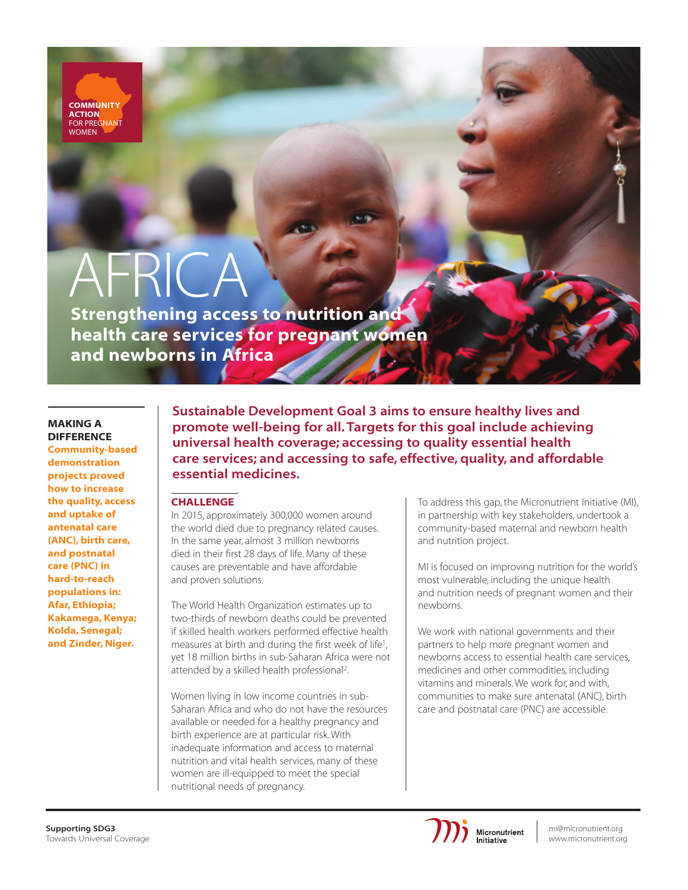**COMMUNITY ACTION** FOR PREGNANT WOMEN

# AFRICA

## Strengthening access to nutrition and health care services for pregnant women and newborns in Africa

### MAKING A DIFFERENCE

**Community-based demonstration projects proved how to increase the quality, access and uptake of antenatal care (ANC), birth care, and postnatal care (PNC) in hard-to-reach populations in: Afar, Ethiopia; Kakamega, Kenya; Kolda, Senegal; and Zinder, Niger.**

**Sustainable Development Goal 3 aims to ensure healthy lives and promote well-being for all. Targets for this goal include achieving universal health coverage; accessing to quality essential health care services; and accessing to safe, effective, quality, and affordable essential medicines.**

### CHALLENGE

In 2015, approximately 300,000 women around the world died due to pregnancy related causes. In the same year, almost 3 million newborns died in their first 28 days of life. Many of these causes are preventable and have affordable and proven solutions.

The World Health Organization estimates up to two-thirds of newborn deaths could be prevented if skilled health workers performed effective health measures at birth and during the first week of life[1], yet 18 million births in sub-Saharan Africa were not attended by a skilled health professional[2].

Women living in low income countries in sub-Saharan Africa and who do not have the resources available or needed for a healthy pregnancy and birth experience are at particular risk. With inadequate information and access to maternal nutrition and vital health services, many of these women are ill-equipped to meet the special nutritional needs of pregnancy.

To address this gap, the Micronutrient Initiative (MI), in partnership with key stakeholders, undertook a community-based maternal and newborn health and nutrition project.

MI is focused on improving nutrition for the world's most vulnerable, including the unique health and nutrition needs of pregnant women and their newborns.

We work with national governments and their partners to help more pregnant women and newborns access to essential health care services, medicines and other commodities, including vitamins and minerals. We work for, and with, communities to make sure antenatal (ANC), birth care and postnatal care (PNC) are accessible.

**Supporting SDG3**
Towards Universal Coverage

Micronutrient Initiative
mi@micronutrient.org
www.micronutrient.org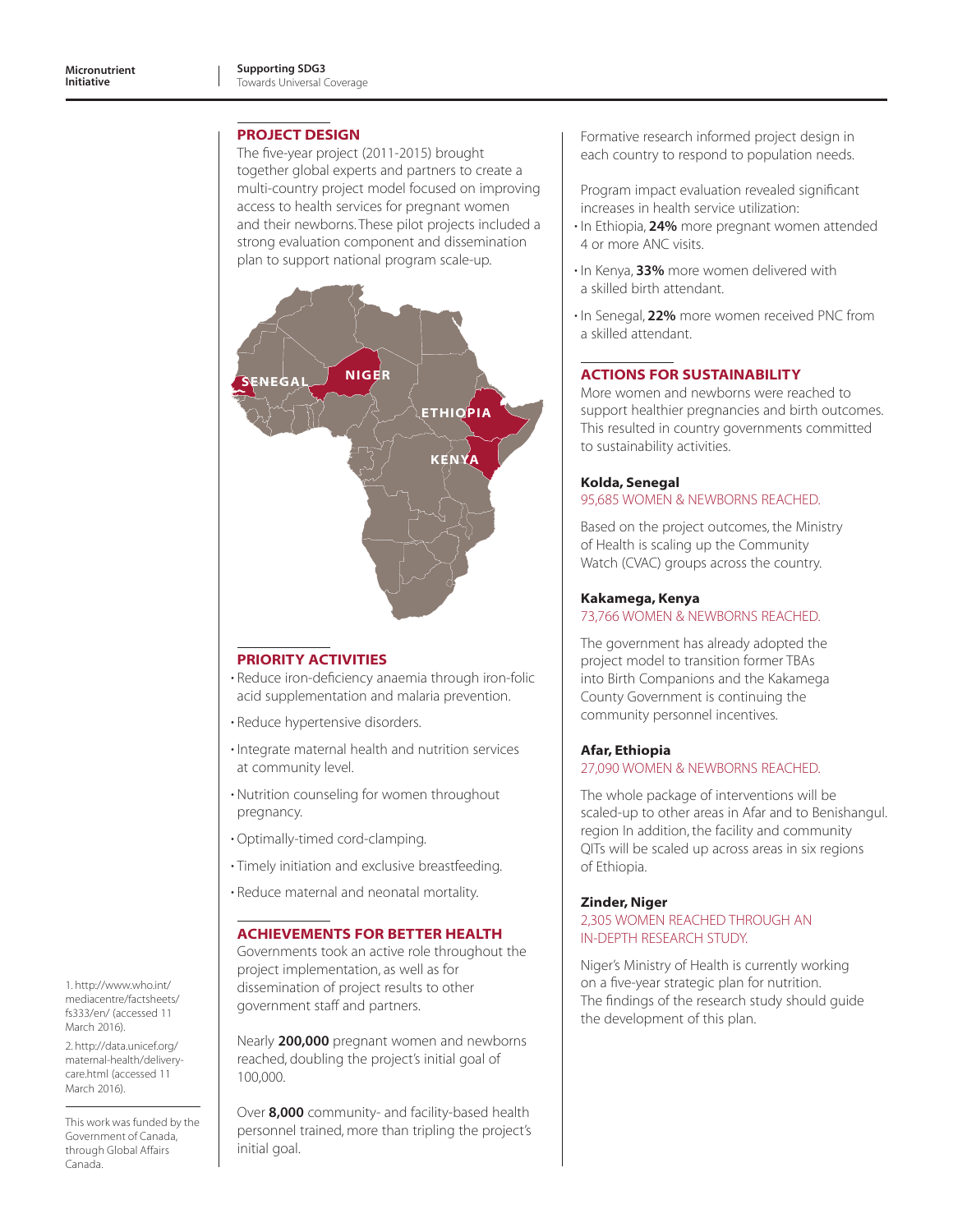## PROJECT DESIGN

The five-year project (2011-2015) brought together global experts and partners to create a multi-country project model focused on improving access to health services for pregnant women and their newborns. These pilot projects included a strong evaluation component and dissemination plan to support national program scale-up.

SENEGAL

NIGER

ETHIOPIA

KENYA

## PRIORITY ACTIVITIES

- Reduce iron-deficiency anaemia through iron-folic acid supplementation and malaria prevention.
- Reduce hypertensive disorders.
- Integrate maternal health and nutrition services at community level.
- Nutrition counseling for women throughout pregnancy.
- Optimally-timed cord-clamping.
- Timely initiation and exclusive breastfeeding.
- Reduce maternal and neonatal mortality.

## ACHIEVEMENTS FOR BETTER HEALTH

Governments took an active role throughout the project implementation, as well as for dissemination of project results to other government staff and partners.

Nearly **200,000** pregnant women and newborns reached, doubling the project's initial goal of 100,000.

Over **8,000** community- and facility-based health personnel trained, more than tripling the project's initial goal.

Formative research informed project design in each country to respond to population needs.

Program impact evaluation revealed significant increases in health service utilization:

- In Ethiopia, **24%** more pregnant women attended 4 or more ANC visits.
- In Kenya, **33%** more women delivered with a skilled birth attendant.
- In Senegal, **22%** more women received PNC from a skilled attendant.

## ACTIONS FOR SUSTAINABILITY

More women and newborns were reached to support healthier pregnancies and birth outcomes. This resulted in country governments committed to sustainability activities.

### Kolda, Senegal

95,685 WOMEN & NEWBORNS REACHED.

Based on the project outcomes, the Ministry of Health is scaling up the Community Watch (CVAC) groups across the country.

### Kakamega, Kenya

73,766 WOMEN & NEWBORNS REACHED.

The government has already adopted the project model to transition former TBAs into Birth Companions and the Kakamega County Government is continuing the community personnel incentives.

### Afar, Ethiopia

27,090 WOMEN & NEWBORNS REACHED.

The whole package of interventions will be scaled-up to other areas in Afar and to Benishangul. region In addition, the facility and community QITs will be scaled up across areas in six regions of Ethiopia.

### Zinder, Niger

2,305 WOMEN REACHED THROUGH AN IN-DEPTH RESEARCH STUDY.

Niger's Ministry of Health is currently working on a five-year strategic plan for nutrition. The findings of the research study should guide the development of this plan.

---

1. http://www.who.int/mediacentre/factsheets/fs333/en/ (accessed 11 March 2016).

2. http://data.unicef.org/maternal-health/delivery-care.html (accessed 11 March 2016).

This work was funded by the Government of Canada, through Global Affairs Canada.